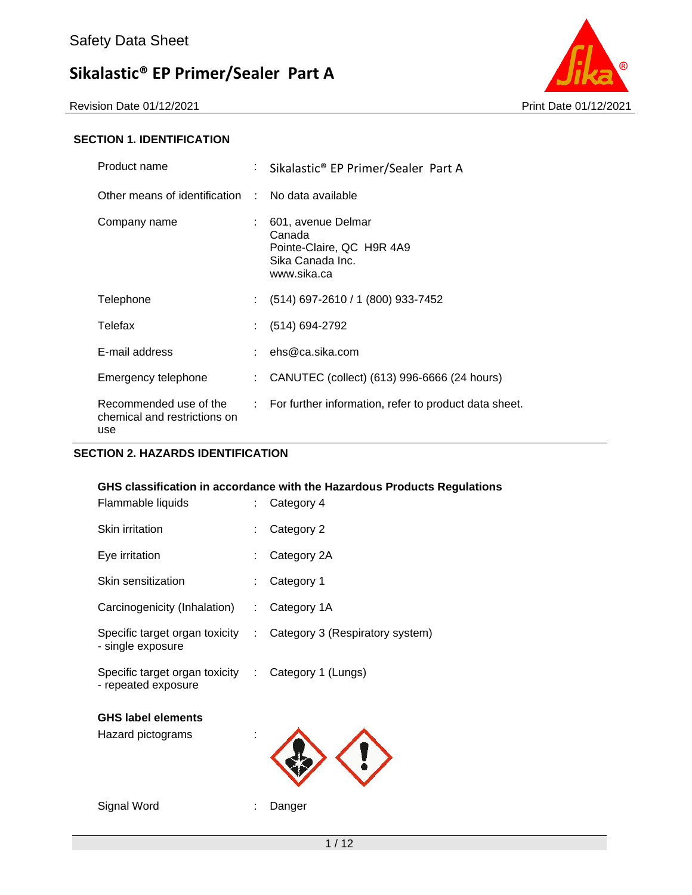Safety Data Sheet

# Sikalastic® EP Primer/Sealer Part A

Revision Date 01/12/2021 Print Date 01/12/2021

## SECTION 1. IDENTIFICATION

| | | |
|---|---|---|
| Product name | : | Sikalastic® EP Primer/Sealer Part A |
| Other means of identification | : | No data available |
| Company name | : | 601, avenue Delmar<br>Canada<br>Pointe-Claire, QC H9R 4A9<br>Sika Canada Inc.<br>www.sika.ca |
| Telephone | : | (514) 697-2610 / 1 (800) 933-7452 |
| Telefax | : | (514) 694-2792 |
| E-mail address | : | ehs@ca.sika.com |
| Emergency telephone | : | CANUTEC (collect) (613) 996-6666 (24 hours) |
| Recommended use of the chemical and restrictions on use | : | For further information, refer to product data sheet. |

## SECTION 2. HAZARDS IDENTIFICATION

**GHS classification in accordance with the Hazardous Products Regulations**

| | | |
|---|---|---|
| Flammable liquids | : | Category 4 |
| Skin irritation | : | Category 2 |
| Eye irritation | : | Category 2A |
| Skin sensitization | : | Category 1 |
| Carcinogenicity (Inhalation) | : | Category 1A |
| Specific target organ toxicity - single exposure | : | Category 3 (Respiratory system) |
| Specific target organ toxicity - repeated exposure | : | Category 1 (Lungs) |

**GHS label elements**

Hazard pictograms :

Signal Word : Danger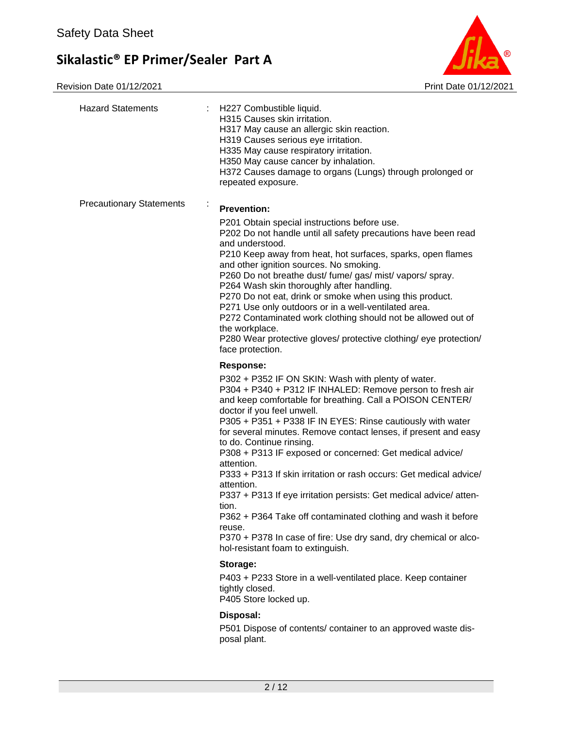| | | |
|---|---|---|
| Hazard Statements | : | H227 Combustible liquid.<br>H315 Causes skin irritation.<br>H317 May cause an allergic skin reaction.<br>H319 Causes serious eye irritation.<br>H335 May cause respiratory irritation.<br>H350 May cause cancer by inhalation.<br>H372 Causes damage to organs (Lungs) through prolonged or repeated exposure. |
| Precautionary Statements | : | **Prevention:**<br>P201 Obtain special instructions before use.<br>P202 Do not handle until all safety precautions have been read and understood.<br>P210 Keep away from heat, hot surfaces, sparks, open flames and other ignition sources. No smoking.<br>P260 Do not breathe dust/ fume/ gas/ mist/ vapors/ spray.<br>P264 Wash skin thoroughly after handling.<br>P270 Do not eat, drink or smoke when using this product.<br>P271 Use only outdoors or in a well-ventilated area.<br>P272 Contaminated work clothing should not be allowed out of the workplace.<br>P280 Wear protective gloves/ protective clothing/ eye protection/ face protection.<br>**Response:**<br>P302 + P352 IF ON SKIN: Wash with plenty of water.<br>P304 + P340 + P312 IF INHALED: Remove person to fresh air and keep comfortable for breathing. Call a POISON CENTER/ doctor if you feel unwell.<br>P305 + P351 + P338 IF IN EYES: Rinse cautiously with water for several minutes. Remove contact lenses, if present and easy to do. Continue rinsing.<br>P308 + P313 IF exposed or concerned: Get medical advice/ attention.<br>P333 + P313 If skin irritation or rash occurs: Get medical advice/ attention.<br>P337 + P313 If eye irritation persists: Get medical advice/ attention.<br>P362 + P364 Take off contaminated clothing and wash it before reuse.<br>P370 + P378 In case of fire: Use dry sand, dry chemical or alcohol-resistant foam to extinguish.<br>**Storage:**<br>P403 + P233 Store in a well-ventilated place. Keep container tightly closed.<br>P405 Store locked up.<br>**Disposal:**<br>P501 Dispose of contents/ container to an approved waste disposal plant. |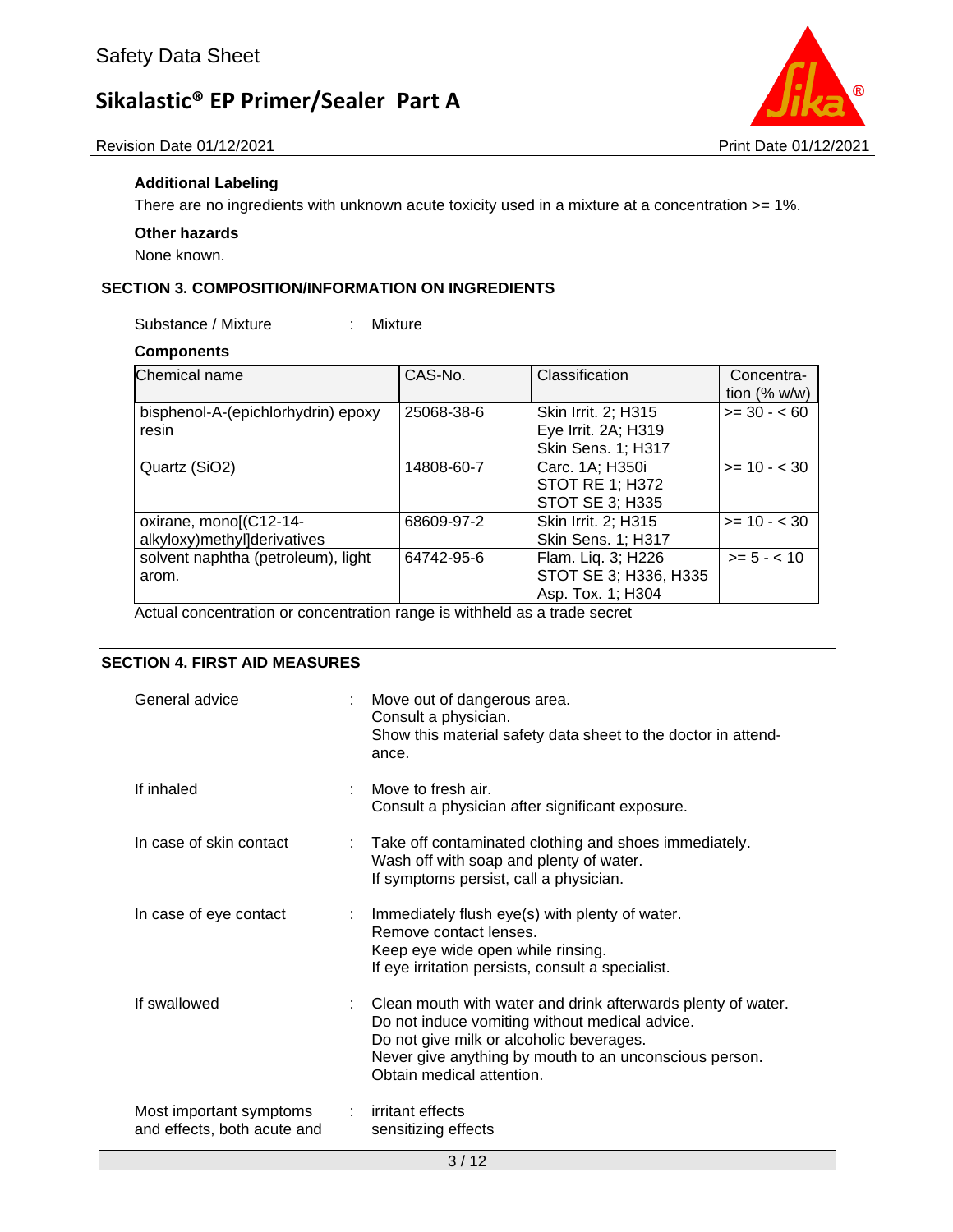**Additional Labeling**

There are no ingredients with unknown acute toxicity used in a mixture at a concentration >= 1%.

**Other hazards**

None known.

## SECTION 3. COMPOSITION/INFORMATION ON INGREDIENTS

Substance / Mixture : Mixture

**Components**

| Chemical name | CAS-No. | Classification | Concentration (% w/w) |
| --- | --- | --- | --- |
| bisphenol-A-(epichlorhydrin) epoxy resin | 25068-38-6 | Skin Irrit. 2; H315<br>Eye Irrit. 2A; H319<br>Skin Sens. 1; H317 | >= 30 - < 60 |
| Quartz ($SiO_2$) | 14808-60-7 | Carc. 1A; H350i<br>STOT RE 1; H372<br>STOT SE 3; H335 | >= 10 - < 30 |
| oxirane, mono[(C12-14-alkyloxy)methyl]derivatives | 68609-97-2 | Skin Irrit. 2; H315<br>Skin Sens. 1; H317 | >= 10 - < 30 |
| solvent naphtha (petroleum), light arom. | 64742-95-6 | Flam. Liq. 3; H226<br>STOT SE 3; H336, H335<br>Asp. Tox. 1; H304 | >= 5 - < 10 |

Actual concentration or concentration range is withheld as a trade secret

## SECTION 4. FIRST AID MEASURES

General advice : Move out of dangerous area.
Consult a physician.
Show this material safety data sheet to the doctor in attendance.

If inhaled : Move to fresh air.
Consult a physician after significant exposure.

In case of skin contact : Take off contaminated clothing and shoes immediately.
Wash off with soap and plenty of water.
If symptoms persist, call a physician.

In case of eye contact : Immediately flush eye(s) with plenty of water.
Remove contact lenses.
Keep eye wide open while rinsing.
If eye irritation persists, consult a specialist.

If swallowed : Clean mouth with water and drink afterwards plenty of water.
Do not induce vomiting without medical advice.
Do not give milk or alcoholic beverages.
Never give anything by mouth to an unconscious person.
Obtain medical attention.

Most important symptoms and effects, both acute and : irritant effects
sensitizing effects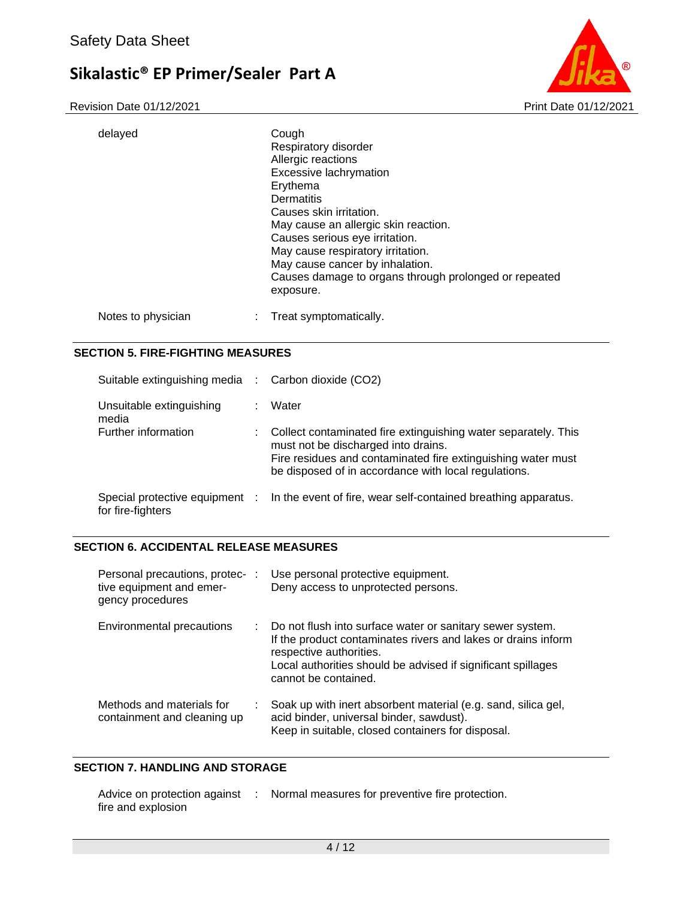| | | |
|---|---|---|
| delayed | | Cough<br>Respiratory disorder<br>Allergic reactions<br>Excessive lachrymation<br>Erythema<br>Dermatitis<br>Causes skin irritation.<br>May cause an allergic skin reaction.<br>Causes serious eye irritation.<br>May cause respiratory irritation.<br>May cause cancer by inhalation.<br>Causes damage to organs through prolonged or repeated exposure. |
| Notes to physician | : | Treat symptomatically. |

## SECTION 5. FIRE-FIGHTING MEASURES

| | | |
|---|---|---|
| Suitable extinguishing media | : | Carbon dioxide ($CO_2$) |
| Unsuitable extinguishing media | : | Water |
| Further information | : | Collect contaminated fire extinguishing water separately. This must not be discharged into drains.<br>Fire residues and contaminated fire extinguishing water must be disposed of in accordance with local regulations. |
| Special protective equipment for fire-fighters | : | In the event of fire, wear self-contained breathing apparatus. |

## SECTION 6. ACCIDENTAL RELEASE MEASURES

| | | |
|---|---|---|
| Personal precautions, protective equipment and emergency procedures | : | Use personal protective equipment.<br>Deny access to unprotected persons. |
| Environmental precautions | : | Do not flush into surface water or sanitary sewer system.<br>If the product contaminates rivers and lakes or drains inform respective authorities.<br>Local authorities should be advised if significant spillages cannot be contained. |
| Methods and materials for containment and cleaning up | : | Soak up with inert absorbent material (e.g. sand, silica gel, acid binder, universal binder, sawdust).<br>Keep in suitable, closed containers for disposal. |

## SECTION 7. HANDLING AND STORAGE

| | | |
|---|---|---|
| Advice on protection against fire and explosion | : | Normal measures for preventive fire protection. |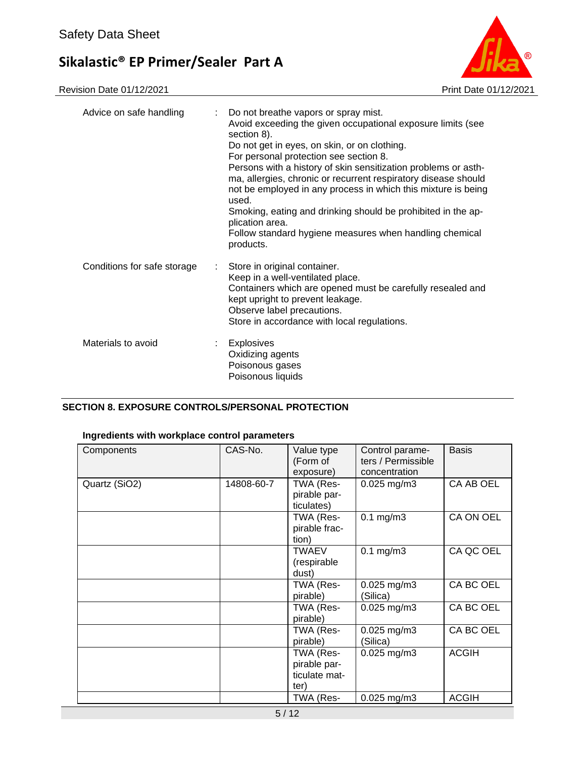| | | |
|---|---|---|
| Advice on safe handling | : | Do not breathe vapors or spray mist.<br>Avoid exceeding the given occupational exposure limits (see section 8).<br>Do not get in eyes, on skin, or on clothing.<br>For personal protection see section 8.<br>Persons with a history of skin sensitization problems or asthma, allergies, chronic or recurrent respiratory disease should not be employed in any process in which this mixture is being used.<br>Smoking, eating and drinking should be prohibited in the application area.<br>Follow standard hygiene measures when handling chemical products. |
| Conditions for safe storage | : | Store in original container.<br>Keep in a well-ventilated place.<br>Containers which are opened must be carefully resealed and kept upright to prevent leakage.<br>Observe label precautions.<br>Store in accordance with local regulations. |
| Materials to avoid | : | Explosives<br>Oxidizing agents<br>Poisonous gases<br>Poisonous liquids |

## SECTION 8. EXPOSURE CONTROLS/PERSONAL PROTECTION

### Ingredients with workplace control parameters

| Components | CAS-No. | Value type (Form of exposure) | Control parameters / Permissible concentration | Basis |
|---|---|---|---|---|
| Quartz ($SiO_2$) | 14808-60-7 | TWA (Respirable particulates) | 0.025 mg/m3 | CA AB OEL |
| | | TWA (Respirable fraction) | 0.1 mg/m3 | CA ON OEL |
| | | TWAEV (respirable dust) | 0.1 mg/m3 | CA QC OEL |
| | | TWA (Respirable) | 0.025 mg/m3 (Silica) | CA BC OEL |
| | | TWA (Respirable) | 0.025 mg/m3 | CA BC OEL |
| | | TWA (Respirable) | 0.025 mg/m3 (Silica) | CA BC OEL |
| | | TWA (Respirable particulate matter) | 0.025 mg/m3 | ACGIH |
| | | TWA (Res- | 0.025 mg/m3 | ACGIH |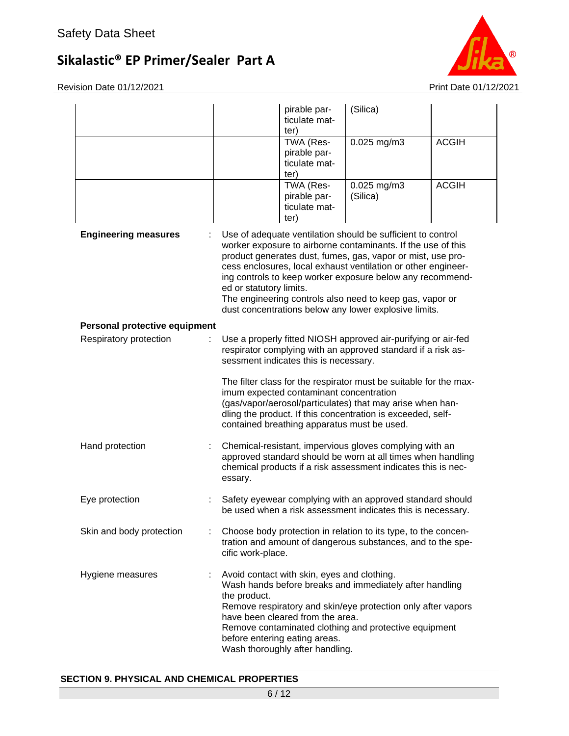| | | | | |
|---|---|---|---|---|
| | | pirable particulate matter) | (Silica) | |
| | | TWA (Respirable particulate matter) | 0.025 mg/m3 | ACGIH |
| | | TWA (Respirable particulate matter) | 0.025 mg/m3 (Silica) | ACGIH |

**Engineering measures** : Use of adequate ventilation should be sufficient to control worker exposure to airborne contaminants. If the use of this product generates dust, fumes, gas, vapor or mist, use process enclosures, local exhaust ventilation or other engineering controls to keep worker exposure below any recommended or statutory limits.
The engineering controls also need to keep gas, vapor or dust concentrations below any lower explosive limits.

**Personal protective equipment**

Respiratory protection : Use a properly fitted NIOSH approved air-purifying or air-fed respirator complying with an approved standard if a risk assessment indicates this is necessary.

The filter class for the respirator must be suitable for the maximum expected contaminant concentration (gas/vapor/aerosol/particulates) that may arise when handling the product. If this concentration is exceeded, self-contained breathing apparatus must be used.

Hand protection : Chemical-resistant, impervious gloves complying with an approved standard should be worn at all times when handling chemical products if a risk assessment indicates this is necessary.

Eye protection : Safety eyewear complying with an approved standard should be used when a risk assessment indicates this is necessary.

Skin and body protection : Choose body protection in relation to its type, to the concentration and amount of dangerous substances, and to the specific work-place.

Hygiene measures : Avoid contact with skin, eyes and clothing.
Wash hands before breaks and immediately after handling the product.
Remove respiratory and skin/eye protection only after vapors have been cleared from the area.
Remove contaminated clothing and protective equipment before entering eating areas.
Wash thoroughly after handling.

## SECTION 9. PHYSICAL AND CHEMICAL PROPERTIES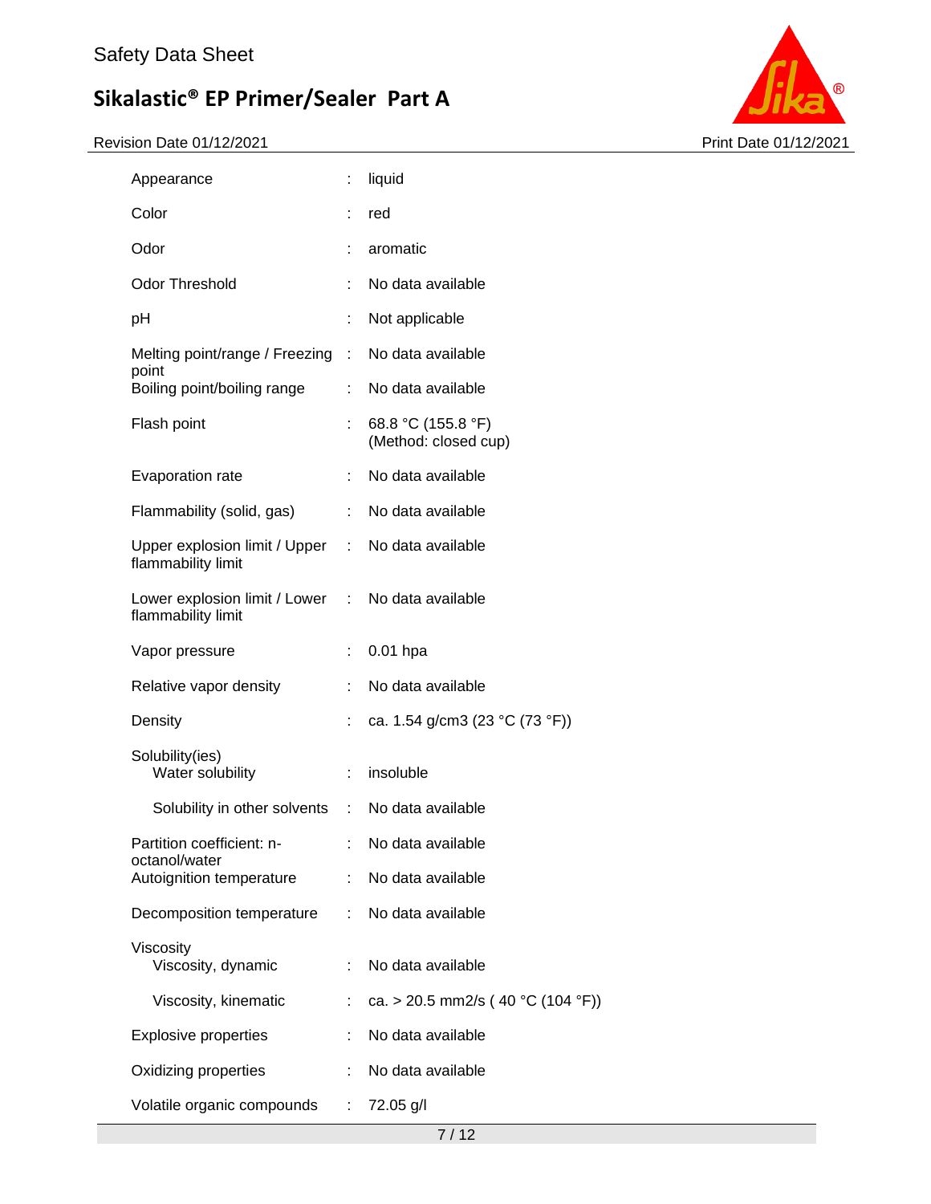| Property | | Value |
|---|---|---|
| Appearance | : | liquid |
| Color | : | red |
| Odor | : | aromatic |
| Odor Threshold | : | No data available |
| pH | : | Not applicable |
| Melting point/range / Freezing point | : | No data available |
| Boiling point/boiling range | : | No data available |
| Flash point | : | 68.8 °C (155.8 °F) (Method: closed cup) |
| Evaporation rate | : | No data available |
| Flammability (solid, gas) | : | No data available |
| Upper explosion limit / Upper flammability limit | : | No data available |
| Lower explosion limit / Lower flammability limit | : | No data available |
| Vapor pressure | : | 0.01 hpa |
| Relative vapor density | : | No data available |
| Density | : | ca. 1.54 g/cm3 (23 °C (73 °F)) |
| Solubility(ies) | | |
| Water solubility | : | insoluble |
| Solubility in other solvents | : | No data available |
| Partition coefficient: n-octanol/water | : | No data available |
| Autoignition temperature | : | No data available |
| Decomposition temperature | : | No data available |
| Viscosity | | |
| Viscosity, dynamic | : | No data available |
| Viscosity, kinematic | : | ca. > 20.5 mm2/s ( 40 °C (104 °F)) |
| Explosive properties | : | No data available |
| Oxidizing properties | : | No data available |
| Volatile organic compounds | : | 72.05 g/l |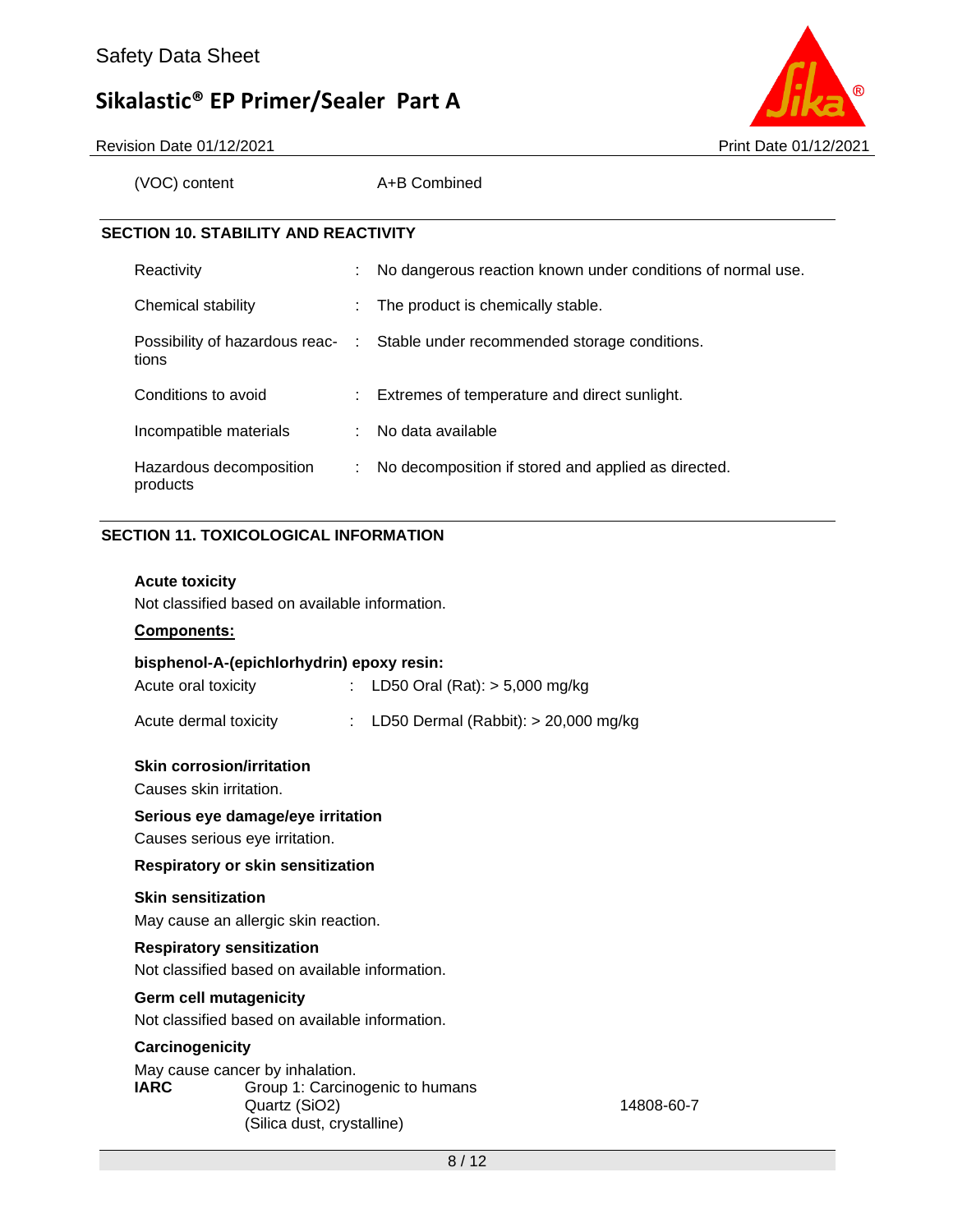| | |
|---|---|
| (VOC) content | A+B Combined |

## SECTION 10. STABILITY AND REACTIVITY

| | | |
|---|---|---|
| Reactivity | : | No dangerous reaction known under conditions of normal use. |
| Chemical stability | : | The product is chemically stable. |
| Possibility of hazardous reactions | : | Stable under recommended storage conditions. |
| Conditions to avoid | : | Extremes of temperature and direct sunlight. |
| Incompatible materials | : | No data available |
| Hazardous decomposition products | : | No decomposition if stored and applied as directed. |

## SECTION 11. TOXICOLOGICAL INFORMATION

**Acute toxicity**

Not classified based on available information.

**Components:**

**bisphenol-A-(epichlorhydrin) epoxy resin:**

| | | |
|---|---|---|
| Acute oral toxicity | : | LD50 Oral (Rat): > 5,000 mg/kg |
| Acute dermal toxicity | : | LD50 Dermal (Rabbit): > 20,000 mg/kg |

**Skin corrosion/irritation**

Causes skin irritation.

**Serious eye damage/eye irritation**

Causes serious eye irritation.

**Respiratory or skin sensitization**

**Skin sensitization**

May cause an allergic skin reaction.

**Respiratory sensitization**

Not classified based on available information.

**Germ cell mutagenicity**

Not classified based on available information.

**Carcinogenicity**

May cause cancer by inhalation.

| | | |
|---|---|---|
| **IARC** | Group 1: Carcinogenic to humans<br>Quartz ($SiO_2$)<br>(Silica dust, crystalline) | 14808-60-7 |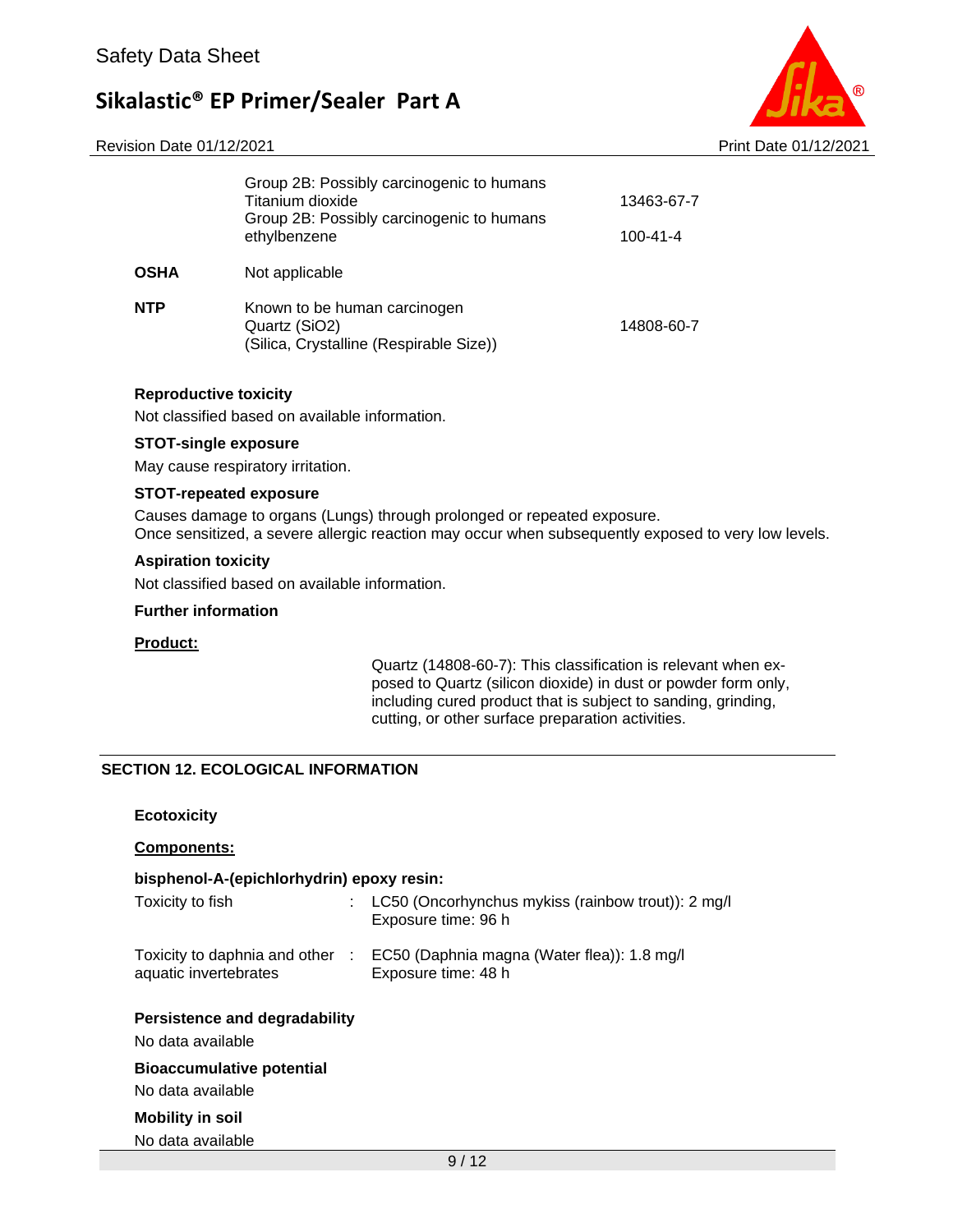| | | |
|---|---|---|
| | Group 2B: Possibly carcinogenic to humans<br>Titanium dioxide | 13463-67-7 |
| | Group 2B: Possibly carcinogenic to humans<br>ethylbenzene | 100-41-4 |
| **OSHA** | Not applicable | |
| **NTP** | Known to be human carcinogen<br>Quartz ($SiO_2$)<br>(Silica, Crystalline (Respirable Size)) | 14808-60-7 |

**Reproductive toxicity**

Not classified based on available information.

**STOT-single exposure**

May cause respiratory irritation.

**STOT-repeated exposure**

Causes damage to organs (Lungs) through prolonged or repeated exposure.
Once sensitized, a severe allergic reaction may occur when subsequently exposed to very low levels.

**Aspiration toxicity**

Not classified based on available information.

**Further information**

**Product:**

Quartz (14808-60-7): This classification is relevant when exposed to Quartz (silicon dioxide) in dust or powder form only, including cured product that is subject to sanding, grinding, cutting, or other surface preparation activities.

## SECTION 12. ECOLOGICAL INFORMATION

**Ecotoxicity**

**Components:**

**bisphenol-A-(epichlorhydrin) epoxy resin:**

| | | |
|---|---|---|
| Toxicity to fish | : | LC50 (Oncorhynchus mykiss (rainbow trout)): 2 mg/l<br>Exposure time: 96 h |
| Toxicity to daphnia and other aquatic invertebrates | : | EC50 (Daphnia magna (Water flea)): 1.8 mg/l<br>Exposure time: 48 h |

**Persistence and degradability**

No data available

**Bioaccumulative potential**

No data available

**Mobility in soil**

No data available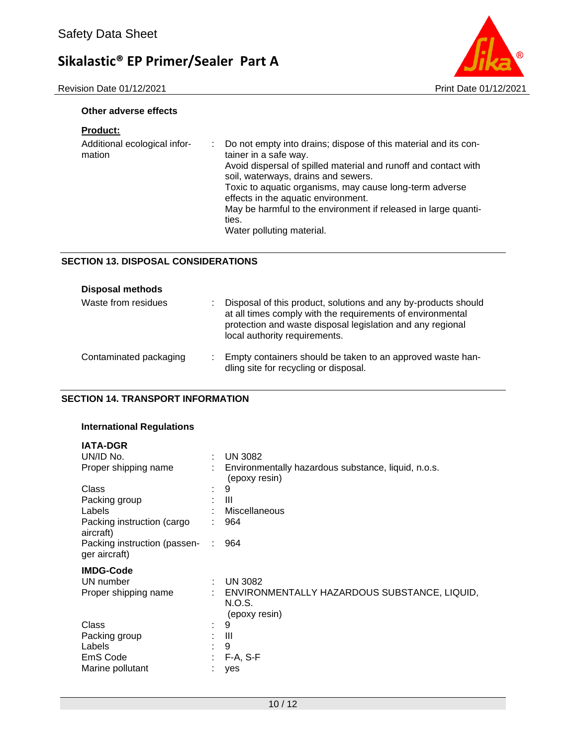**Other adverse effects**

**Product:**

| | | |
|---|---|---|
| Additional ecological information | : | Do not empty into drains; dispose of this material and its container in a safe way.<br>Avoid dispersal of spilled material and runoff and contact with soil, waterways, drains and sewers.<br>Toxic to aquatic organisms, may cause long-term adverse effects in the aquatic environment.<br>May be harmful to the environment if released in large quantities.<br>Water polluting material. |

## SECTION 13. DISPOSAL CONSIDERATIONS

**Disposal methods**

| | | |
|---|---|---|
| Waste from residues | : | Disposal of this product, solutions and any by-products should at all times comply with the requirements of environmental protection and waste disposal legislation and any regional local authority requirements. |
| Contaminated packaging | : | Empty containers should be taken to an approved waste handling site for recycling or disposal. |

## SECTION 14. TRANSPORT INFORMATION

**International Regulations**

**IATA-DGR**

| | | |
|---|---|---|
| UN/ID No. | : | UN 3082 |
| Proper shipping name | : | Environmentally hazardous substance, liquid, n.o.s. (epoxy resin) |
| Class | : | 9 |
| Packing group | : | III |
| Labels | : | Miscellaneous |
| Packing instruction (cargo aircraft) | : | 964 |
| Packing instruction (passenger aircraft) | : | 964 |

**IMDG-Code**

| | | |
|---|---|---|
| UN number | : | UN 3082 |
| Proper shipping name | : | ENVIRONMENTALLY HAZARDOUS SUBSTANCE, LIQUID, N.O.S. (epoxy resin) |
| Class | : | 9 |
| Packing group | : | III |
| Labels | : | 9 |
| EmS Code | : | F-A, S-F |
| Marine pollutant | : | yes |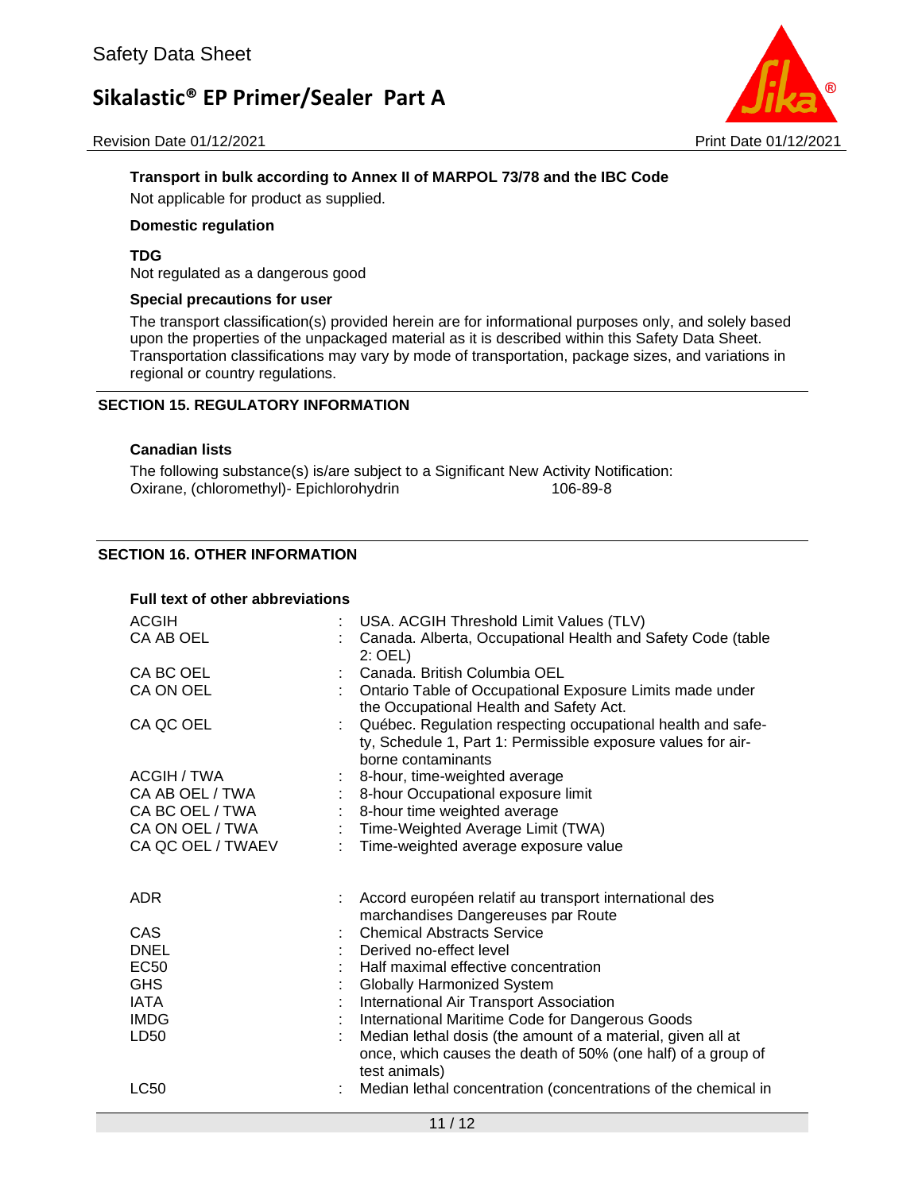**Transport in bulk according to Annex II of MARPOL 73/78 and the IBC Code**

Not applicable for product as supplied.

**Domestic regulation**

**TDG**

Not regulated as a dangerous good

**Special precautions for user**

The transport classification(s) provided herein are for informational purposes only, and solely based upon the properties of the unpackaged material as it is described within this Safety Data Sheet. Transportation classifications may vary by mode of transportation, package sizes, and variations in regional or country regulations.

## SECTION 15. REGULATORY INFORMATION

**Canadian lists**

The following substance(s) is/are subject to a Significant New Activity Notification:

| | |
|---|---|
| Oxirane, (chloromethyl)- Epichlorohydrin | 106-89-8 |

## SECTION 16. OTHER INFORMATION

**Full text of other abbreviations**

| | | |
|---|---|---|
| ACGIH | : | USA. ACGIH Threshold Limit Values (TLV) |
| CA AB OEL | : | Canada. Alberta, Occupational Health and Safety Code (table 2: OEL) |
| CA BC OEL | : | Canada. British Columbia OEL |
| CA ON OEL | : | Ontario Table of Occupational Exposure Limits made under the Occupational Health and Safety Act. |
| CA QC OEL | : | Québec. Regulation respecting occupational health and safety, Schedule 1, Part 1: Permissible exposure values for airborne contaminants |
| ACGIH / TWA | : | 8-hour, time-weighted average |
| CA AB OEL / TWA | : | 8-hour Occupational exposure limit |
| CA BC OEL / TWA | : | 8-hour time weighted average |
| CA ON OEL / TWA | : | Time-Weighted Average Limit (TWA) |
| CA QC OEL / TWAEV | : | Time-weighted average exposure value |

| | | |
|---|---|---|
| ADR | : | Accord européen relatif au transport international des marchandises Dangereuses par Route |
| CAS | : | Chemical Abstracts Service |
| DNEL | : | Derived no-effect level |
| EC50 | : | Half maximal effective concentration |
| GHS | : | Globally Harmonized System |
| IATA | : | International Air Transport Association |
| IMDG | : | International Maritime Code for Dangerous Goods |
| LD50 | : | Median lethal dosis (the amount of a material, given all at once, which causes the death of 50% (one half) of a group of test animals) |
| LC50 | : | Median lethal concentration (concentrations of the chemical in |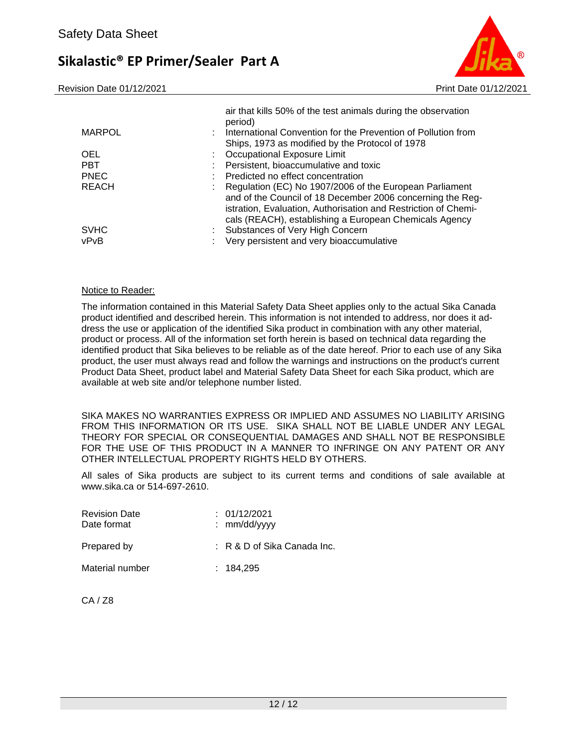| | | |
|---|---|---|
| | | air that kills 50% of the test animals during the observation period) |
| MARPOL | : | International Convention for the Prevention of Pollution from Ships, 1973 as modified by the Protocol of 1978 |
| OEL | : | Occupational Exposure Limit |
| PBT | : | Persistent, bioaccumulative and toxic |
| PNEC | : | Predicted no effect concentration |
| REACH | : | Regulation (EC) No 1907/2006 of the European Parliament and of the Council of 18 December 2006 concerning the Registration, Evaluation, Authorisation and Restriction of Chemicals (REACH), establishing a European Chemicals Agency |
| SVHC | : | Substances of Very High Concern |
| vPvB | : | Very persistent and very bioaccumulative |

Notice to Reader:

The information contained in this Material Safety Data Sheet applies only to the actual Sika Canada product identified and described herein. This information is not intended to address, nor does it address the use or application of the identified Sika product in combination with any other material, product or process. All of the information set forth herein is based on technical data regarding the identified product that Sika believes to be reliable as of the date hereof. Prior to each use of any Sika product, the user must always read and follow the warnings and instructions on the product's current Product Data Sheet, product label and Material Safety Data Sheet for each Sika product, which are available at web site and/or telephone number listed.

SIKA MAKES NO WARRANTIES EXPRESS OR IMPLIED AND ASSUMES NO LIABILITY ARISING FROM THIS INFORMATION OR ITS USE. SIKA SHALL NOT BE LIABLE UNDER ANY LEGAL THEORY FOR SPECIAL OR CONSEQUENTIAL DAMAGES AND SHALL NOT BE RESPONSIBLE FOR THE USE OF THIS PRODUCT IN A MANNER TO INFRINGE ON ANY PATENT OR ANY OTHER INTELLECTUAL PROPERTY RIGHTS HELD BY OTHERS.

All sales of Sika products are subject to its current terms and conditions of sale available at www.sika.ca or 514-697-2610.

| | | |
|---|---|---|
| Revision Date | : | 01/12/2021 |
| Date format | : | mm/dd/yyyy |
| Prepared by | : | R & D of Sika Canada Inc. |
| Material number | : | 184,295 |

CA / Z8